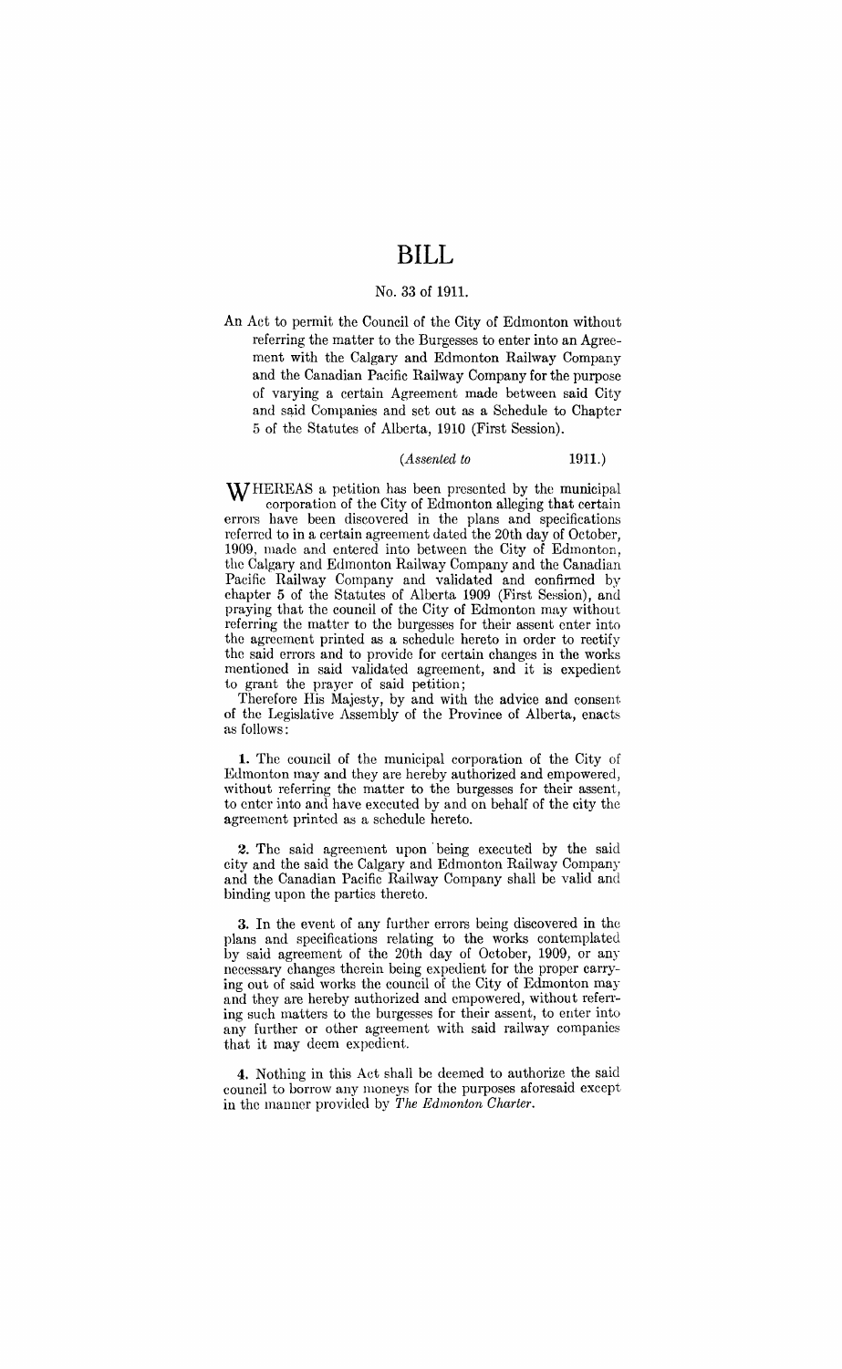# BILL

## No. 33 of 1911.

An Act to permit the Council of the City of Edmonton without referring the matter to the Burgesses to enter into an Agreement with the Calgary and Edmonton Railway Company and the Canadian Pacific Railway Company for the purpose of varying a certain Agreement made between said City and said Companies and set out as a Schedule to Chapter 5 of the Statutes of Alberta, 1910 (First Session).

(*Assented to* 1911.)

WHEREAS a petition has been presented by the municipal corporation of the City of Edmonton alleging that certain errors have been discovered in the plans and specifications referred to in a certain agreement dated the 20th day of October, 1909, made and entered into between the City of Edmonton, the Calgary and Edmonton Railway Company and the Canadian Pacific Railway Company and validated and confirmed by chapter 5 of the Statutes of Alberta 1909 (First Session), and praying that the council of the City of Edmonton may without referring the matter to the burgesses for their assent enter into the agreement printed as a schedule hereto in order to rectify the said errors and to provide for certain changes in the works mentioned in said validated agreement, and it is expedient to grant the prayer of said petition;

Therefore His Majesty, by and with the advice and consent of the Legislative Assembly of the Province of Alberta, enacts as follows:

**1.** The council of the municipal corporation of the City of Edmonton may and they are hereby authorized and empowered, without referring the matter to the burgesses for their assent, to enter into and have executed by and on behalf of the city the agreement printed as a schedule hereto.

**2.** The said agreement upon being executed by the said city and the said the Calgary and Edmonton Railway Company and the Canadian Pacific Railway Company shall be valid and binding upon the parties thereto.

**3.** In the event of any further errors being discovered in the plans and specifications relating to the works contemplated by said agreement of the 20th day of October, 1909, or any necessary changes therein being expedient for the proper carrying out of said works the council of the City of Edmonton may and they are hereby authorized and empowered, without referring such matters to the burgesses for their assent, to enter into any further or other agreement with said railway companies that it may deem expedient.

**4.** Nothing in this Act shall be deemed to authorize the said council to borrow any moneys for the purposes aforesaid except in the manner provided by *The Edmonton Charter*.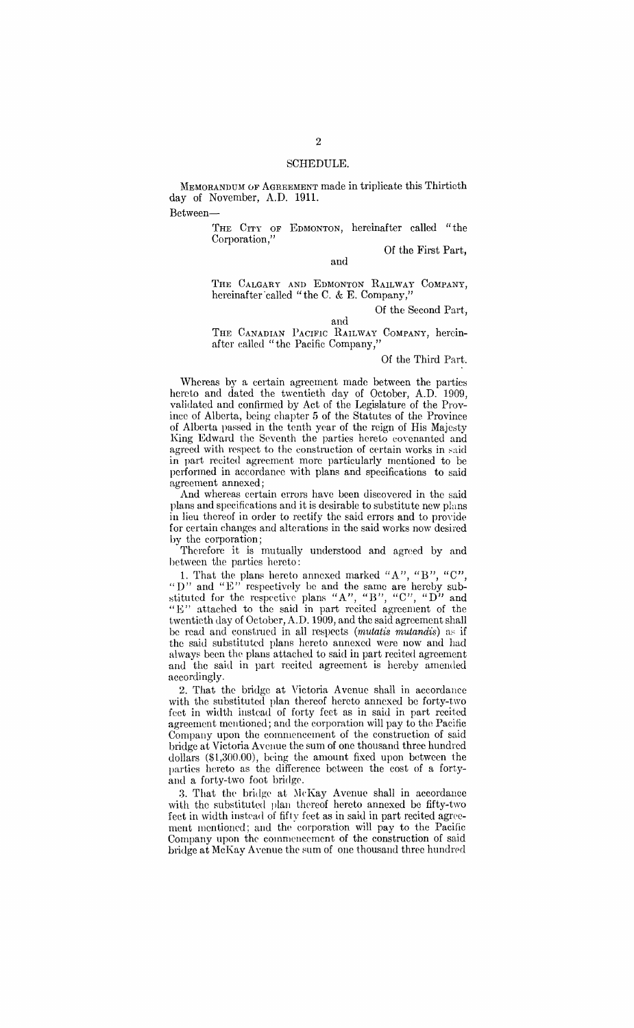## SCHEDULE.

MEMORANDUM OF AGREEMENT made in triplicate this Thirtieth day of November, A.D. 1911.

Between—

> THE CITY OF EDMONTON, hereinafter called "the Corporation,"
>
> Of the First Part,
>
> and
>
> THE CALGARY AND EDMONTON RAILWAY COMPANY, hereinafter called "the C. & E. Company,"
>
> Of the Second Part,
>
> and
>
> THE CANADIAN PACIFIC RAILWAY COMPANY, hereinafter called "the Pacific Company,"
>
> Of the Third Part.

Whereas by a certain agreement made between the parties hereto and dated the twentieth day of October, A.D. 1909, validated and confirmed by Act of the Legislature of the Province of Alberta, being chapter 5 of the Statutes of the Province of Alberta passed in the tenth year of the reign of His Majesty King Edward the Seventh the parties hereto covenanted and agreed with respect to the construction of certain works in said in part recited agreement more particularly mentioned to be performed in accordance with plans and specifications to said agreement annexed;

And whereas certain errors have been discovered in the said plans and specifications and it is desirable to substitute new plans in lieu thereof in order to rectify the said errors and to provide for certain changes and alterations in the said works now desired by the corporation;

Therefore it is mutually understood and agreed by and between the parties hereto:

1. That the plans hereto annexed marked "A", "B", "C", "D" and "E" respectively be and the same are hereby substituted for the respective plans "A", "B", "C", "D" and "E" attached to the said in part recited agreement of the twentieth day of October, A.D. 1909, and the said agreement shall be read and construed in all respects (*mutatis mutandis*) as if the said substituted plans hereto annexed were now and had always been the plans attached to said in part recited agreement and the said in part recited agreement is hereby amended accordingly.

2. That the bridge at Victoria Avenue shall in accordance with the substituted plan thereof hereto annexed be forty-two feet in width instead of forty feet as in said in part recited agreement mentioned; and the corporation will pay to the Pacific Company upon the commencement of the construction of said bridge at Victoria Avenue the sum of one thousand three hundred dollars ($1,300.00), being the amount fixed upon between the parties hereto as the difference between the cost of a forty- and a forty-two foot bridge.

3. That the bridge at McKay Avenue shall in accordance with the substituted plan thereof hereto annexed be fifty-two feet in width instead of fifty feet as in said in part recited agreement mentioned; and the corporation will pay to the Pacific Company upon the commencement of the construction of said bridge at McKay Avenue the sum of one thousand three hundred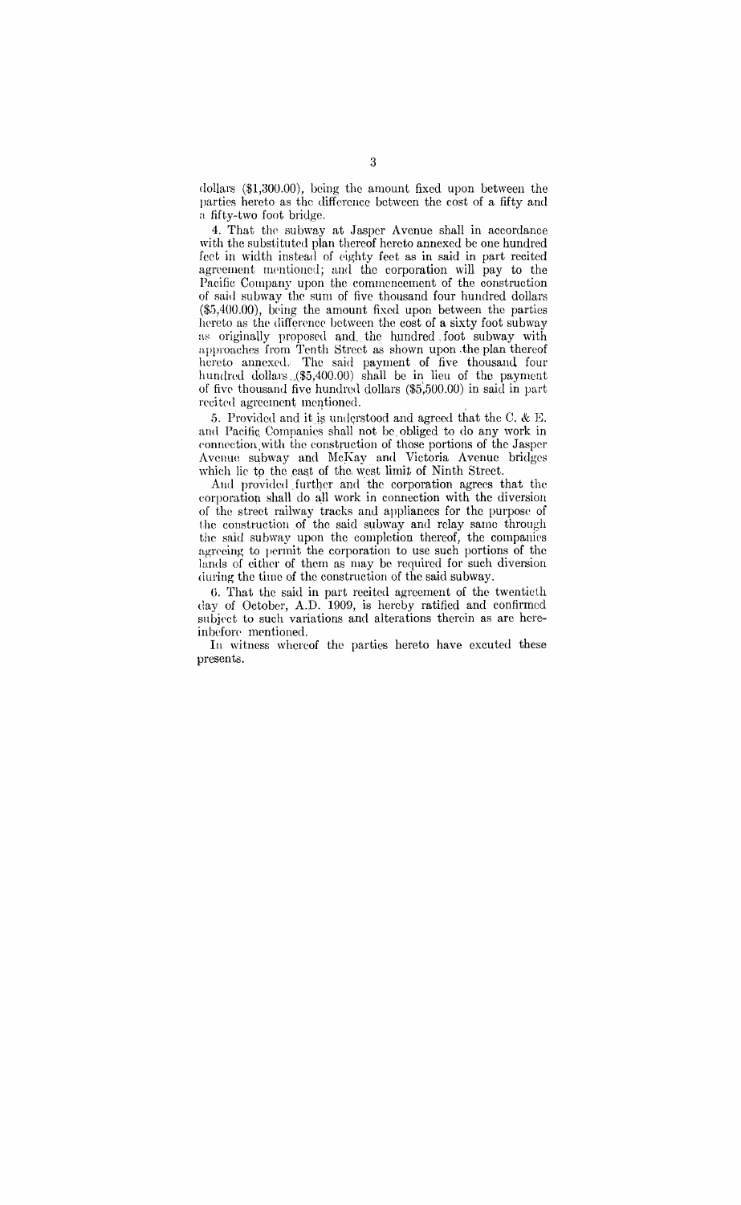dollars ($1,300.00), being the amount fixed upon between the parties hereto as the difference between the cost of a fifty and a fifty-two foot bridge.

4. That the subway at Jasper Avenue shall in accordance with the substituted plan thereof hereto annexed be one hundred feet in width instead of eighty feet as in said in part recited agreement mentioned; and the corporation will pay to the Pacific Company upon the commencement of the construction of said subway the sum of five thousand four hundred dollars ($5,400.00), being the amount fixed upon between the parties hereto as the difference between the cost of a sixty foot subway as originally proposed and the hundred foot subway with approaches from Tenth Street as shown upon the plan thereof hereto annexed. The said payment of five thousand four hundred dollars ($5,400.00) shall be in lieu of the payment of five thousand five hundred dollars ($5,500.00) in said in part recited agreement mentioned.

5. Provided and it is understood and agreed that the C. & E. and Pacific Companies shall not be obliged to do any work in connection with the construction of those portions of the Jasper Avenue subway and McKay and Victoria Avenue bridges which lie to the east of the west limit of Ninth Street.

And provided further and the corporation agrees that the corporation shall do all work in connection with the diversion of the street railway tracks and appliances for the purpose of the construction of the said subway and relay same through the said subway upon the completion thereof, the companies agreeing to permit the corporation to use such portions of the lands of either of them as may be required for such diversion during the time of the construction of the said subway.

6. That the said in part recited agreement of the twentieth day of October, A.D. 1909, is hereby ratified and confirmed subject to such variations and alterations therein as are hereinbefore mentioned.

In witness whereof the parties hereto have excuted these presents.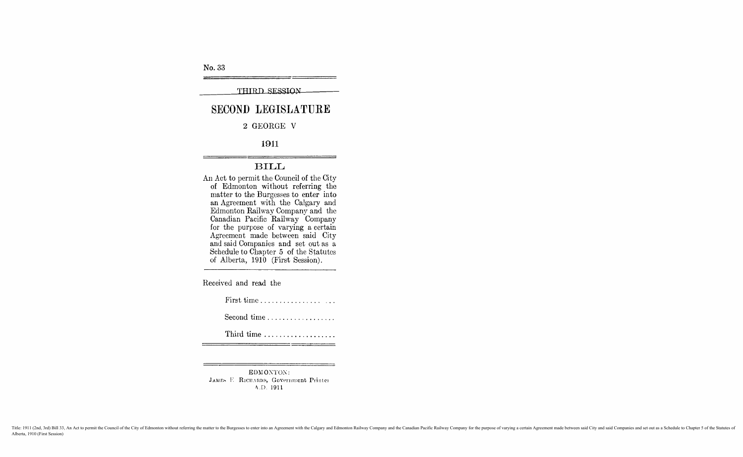No. 33

THIRD SESSION

# SECOND LEGISLATURE

2 GEORGE V

1911

## BILL

An Act to permit the Council of the City of Edmonton without referring the matter to the Burgesses to enter into an Agreement with the Calgary and Edmonton Railway Company and the Canadian Pacific Railway Company for the purpose of varying a certain Agreement made between said City and said Companies and set out as a Schedule to Chapter 5 of the Statutes of Alberta, 1910 (First Session).

Received and read the

First time ................ ...

Second time ..................

Third time ..................

EDMONTON:
JAMES E. RICHARDS, Government Printer
A.D. 1911